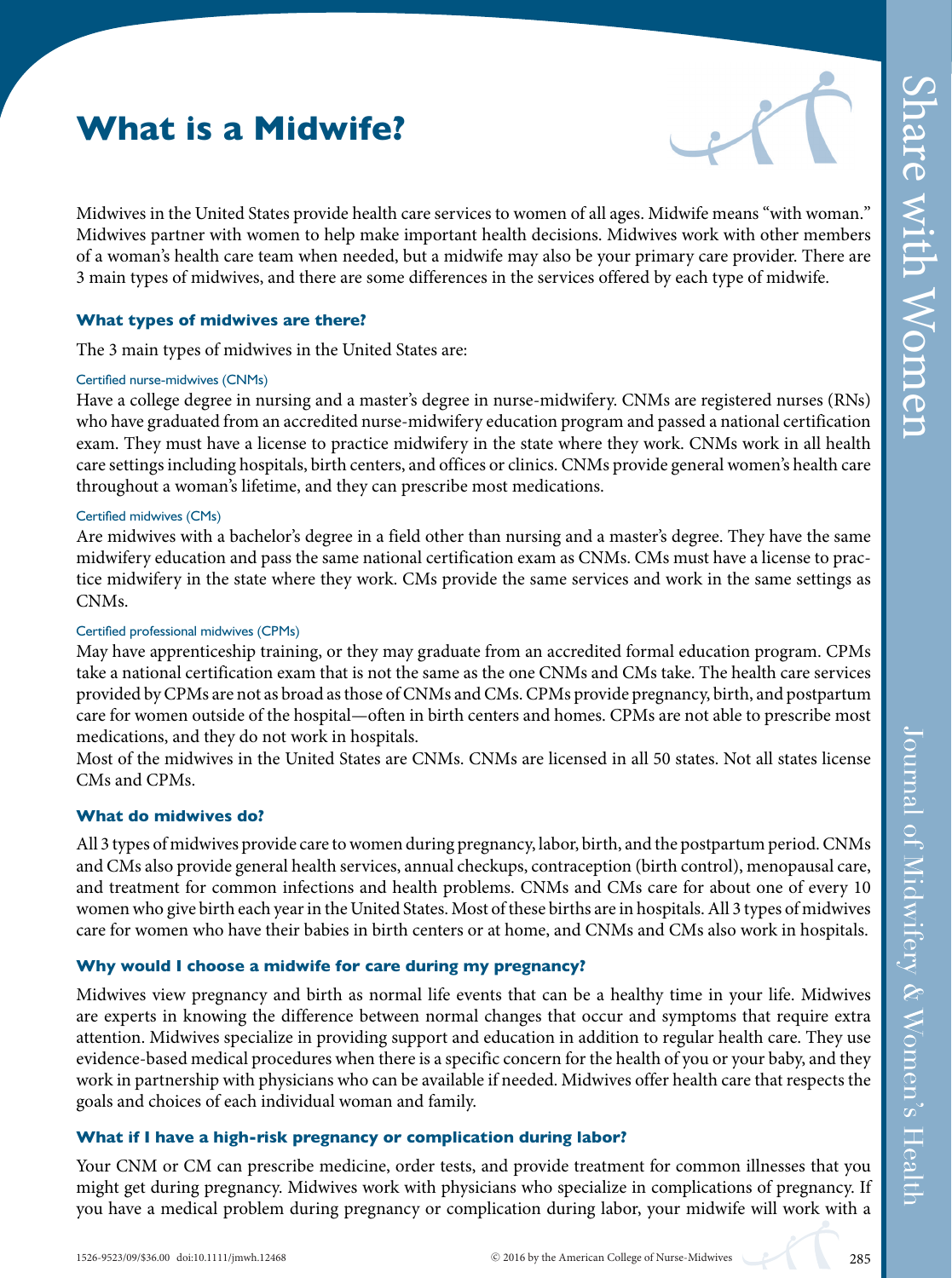# What is a Midwife?

Midwives in the United States provide health care services to women of all ages. Midwife means "with woman." Midwives partner with women to help make important health decisions. Midwives work with other members of a woman's health care team when needed, but a midwife may also be your primary care provider. There are 3 main types of midwives, and there are some differences in the services offered by each type of midwife.

## What types of midwives are there?

The 3 main types of midwives in the United States are:

### Certified nurse-midwives (CNMs)

Have a college degree in nursing and a master's degree in nurse-midwifery. CNMs are registered nurses (RNs) who have graduated from an accredited nurse-midwifery education program and passed a national certification exam. They must have a license to practice midwifery in the state where they work. CNMs work in all health care settings including hospitals, birth centers, and offices or clinics. CNMs provide general women's health care throughout a woman's lifetime, and they can prescribe most medications.

### Certified midwives (CMs)

Are midwives with a bachelor's degree in a field other than nursing and a master's degree. They have the same midwifery education and pass the same national certification exam as CNMs. CMs must have a license to practice midwifery in the state where they work. CMs provide the same services and work in the same settings as CNMs.

### Certified professional midwives (CPMs)

May have apprenticeship training, or they may graduate from an accredited formal education program. CPMs take a national certification exam that is not the same as the one CNMs and CMs take. The health care services provided by CPMs are not as broad as those of CNMs and CMs. CPMs provide pregnancy, birth, and postpartum care for women outside of the hospital—often in birth centers and homes. CPMs are not able to prescribe most medications, and they do not work in hospitals.

Most of the midwives in the United States are CNMs. CNMs are licensed in all 50 states. Not all states license CMs and CPMs.

## What do midwives do?

All 3 types of midwives provide care to women during pregnancy, labor, birth, and the postpartum period. CNMs and CMs also provide general health services, annual checkups, contraception (birth control), menopausal care, and treatment for common infections and health problems. CNMs and CMs care for about one of every 10 women who give birth each year in the United States. Most of these births are in hospitals. All 3 types of midwives care for women who have their babies in birth centers or at home, and CNMs and CMs also work in hospitals.

## Why would I choose a midwife for care during my pregnancy?

Midwives view pregnancy and birth as normal life events that can be a healthy time in your life. Midwives are experts in knowing the difference between normal changes that occur and symptoms that require extra attention. Midwives specialize in providing support and education in addition to regular health care. They use evidence-based medical procedures when there is a specific concern for the health of you or your baby, and they work in partnership with physicians who can be available if needed. Midwives offer health care that respects the goals and choices of each individual woman and family.

## What if I have a high-risk pregnancy or complication during labor?

Your CNM or CM can prescribe medicine, order tests, and provide treatment for common illnesses that you might get during pregnancy. Midwives work with physicians who specialize in complications of pregnancy. If you have a medical problem during pregnancy or complication during labor, your midwife will work with a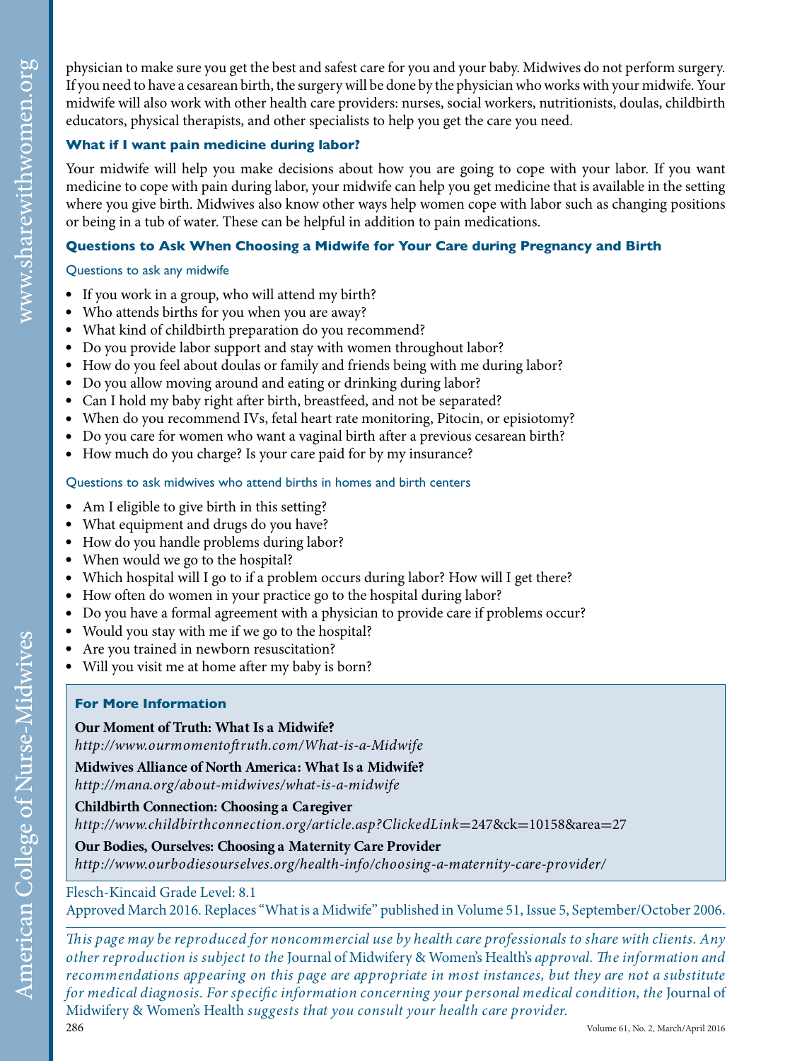physician to make sure you get the best and safest care for you and your baby. Midwives do not perform surgery. If you need to have a cesarean birth, the surgery will be done by the physician who works with your midwife. Your midwife will also work with other health care providers: nurses, social workers, nutritionists, doulas, childbirth educators, physical therapists, and other specialists to help you get the care you need.

### What if I want pain medicine during labor?

Your midwife will help you make decisions about how you are going to cope with your labor. If you want medicine to cope with pain during labor, your midwife can help you get medicine that is available in the setting where you give birth. Midwives also know other ways help women cope with labor such as changing positions or being in a tub of water. These can be helpful in addition to pain medications.

### Questions to Ask When Choosing a Midwife for Your Care during Pregnancy and Birth

#### Questions to ask any midwife

- If you work in a group, who will attend my birth?
- Who attends births for you when you are away?
- What kind of childbirth preparation do you recommend?
- Do you provide labor support and stay with women throughout labor?
- How do you feel about doulas or family and friends being with me during labor?
- Do you allow moving around and eating or drinking during labor?
- Can I hold my baby right after birth, breastfeed, and not be separated?
- When do you recommend IVs, fetal heart rate monitoring, Pitocin, or episiotomy?
- Do you care for women who want a vaginal birth after a previous cesarean birth?
- How much do you charge? Is your care paid for by my insurance?

#### Questions to ask midwives who attend births in homes and birth centers

- Am I eligible to give birth in this setting?
- What equipment and drugs do you have?
- How do you handle problems during labor?
- When would we go to the hospital?
- Which hospital will I go to if a problem occurs during labor? How will I get there?
- How often do women in your practice go to the hospital during labor?
- Do you have a formal agreement with a physician to provide care if problems occur?
- Would you stay with me if we go to the hospital?
- Are you trained in newborn resuscitation?
- Will you visit me at home after my baby is born?

### For More Information

**Our Moment of Truth: What Is a Midwife?**
*http://www.ourmomentoftruth.com/What-is-a-Midwife*

**Midwives Alliance of North America: What Is a Midwife?**
*http://mana.org/about-midwives/what-is-a-midwife*

**Childbirth Connection: Choosing a Caregiver**
*http://www.childbirthconnection.org/article.asp?ClickedLink=247&ck=10158&area=27*

**Our Bodies, Ourselves: Choosing a Maternity Care Provider**
*http://www.ourbodiesourselves.org/health-info/choosing-a-maternity-care-provider/*

Flesch-Kincaid Grade Level: 8.1
Approved March 2016. Replaces "What is a Midwife" published in Volume 51, Issue 5, September/October 2006.

*This page may be reproduced for noncommercial use by health care professionals to share with clients. Any other reproduction is subject to the* Journal of Midwifery & Women's Health's *approval. The information and recommendations appearing on this page are appropriate in most instances, but they are not a substitute for medical diagnosis. For specific information concerning your personal medical condition, the* Journal of Midwifery & Women's Health *suggests that you consult your health care provider.*